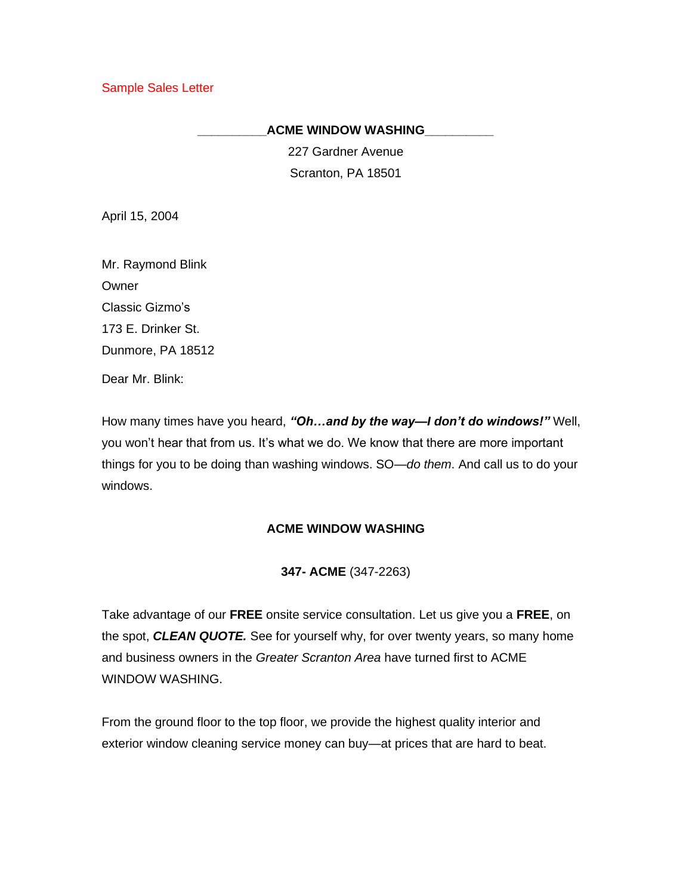Sample Sales Letter

**__________ACME WINDOW WASHING__________**

227 Gardner Avenue

Scranton, PA 18501

April 15, 2004

Mr. Raymond Blink

Owner

Classic Gizmo's

173 E. Drinker St.

Dunmore, PA 18512

Dear Mr. Blink:

How many times have you heard, ***"Oh…and by the way—I don't do windows!"*** Well, you won't hear that from us. It's what we do. We know that there are more important things for you to be doing than washing windows. SO—*do them*. And call us to do your windows.

**ACME WINDOW WASHING**

**347- ACME** (347-2263)

Take advantage of our **FREE** onsite service consultation. Let us give you a **FREE**, on the spot, ***CLEAN QUOTE.*** See for yourself why, for over twenty years, so many home and business owners in the *Greater Scranton Area* have turned first to ACME WINDOW WASHING.

From the ground floor to the top floor, we provide the highest quality interior and exterior window cleaning service money can buy—at prices that are hard to beat.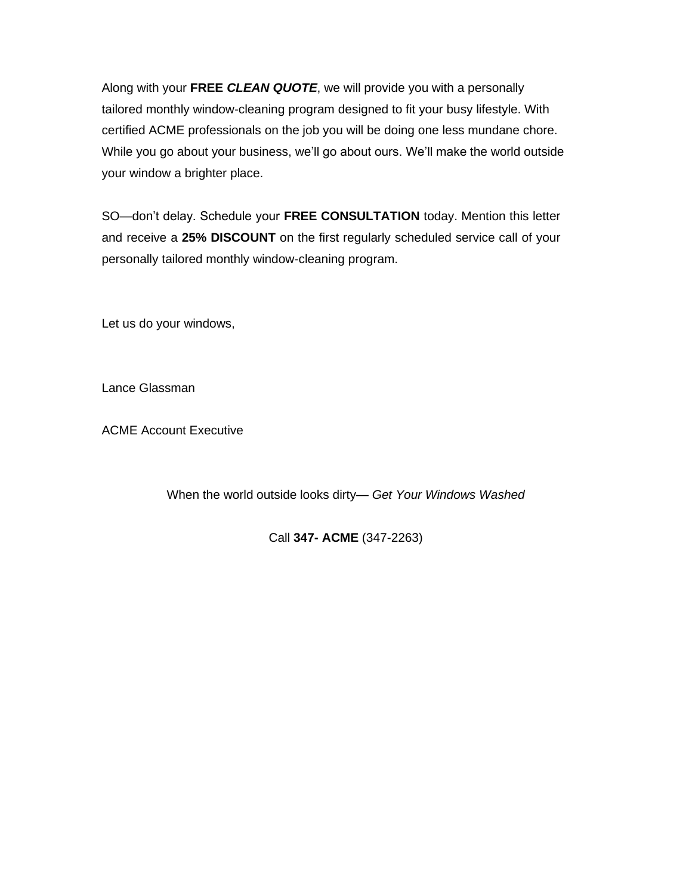Along with your **FREE *CLEAN QUOTE***, we will provide you with a personally tailored monthly window-cleaning program designed to fit your busy lifestyle. With certified ACME professionals on the job you will be doing one less mundane chore. While you go about your business, we'll go about ours. We'll make the world outside your window a brighter place.

SO—don't delay. Schedule your **FREE CONSULTATION** today. Mention this letter and receive a **25% DISCOUNT** on the first regularly scheduled service call of your personally tailored monthly window-cleaning program.

Let us do your windows,

Lance Glassman

ACME Account Executive

When the world outside looks dirty— *Get Your Windows Washed*

Call **347- ACME** (347-2263)